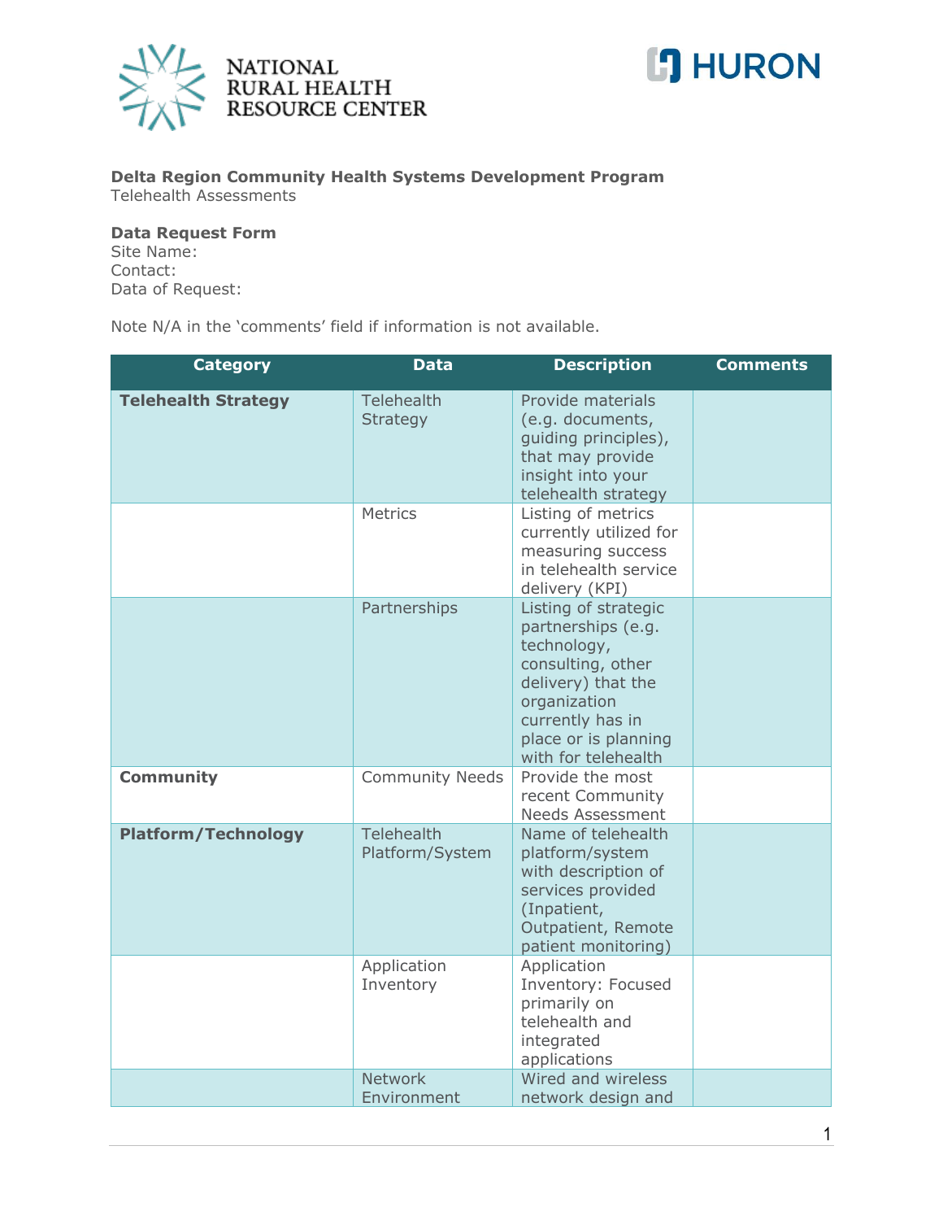**Delta Region Community Health Systems Development Program**
Telehealth Assessments

**Data Request Form**
Site Name:
Contact:
Data of Request:

Note N/A in the 'comments' field if information is not available.

| Category | Data | Description | Comments |
|---|---|---|---|
| **Telehealth Strategy** | Telehealth Strategy | Provide materials (e.g. documents, guiding principles), that may provide insight into your telehealth strategy | |
| | Metrics | Listing of metrics currently utilized for measuring success in telehealth service delivery (KPI) | |
| | Partnerships | Listing of strategic partnerships (e.g. technology, consulting, other delivery) that the organization currently has in place or is planning with for telehealth | |
| **Community** | Community Needs | Provide the most recent Community Needs Assessment | |
| **Platform/Technology** | Telehealth Platform/System | Name of telehealth platform/system with description of services provided (Inpatient, Outpatient, Remote patient monitoring) | |
| | Application Inventory | Application Inventory: Focused primarily on telehealth and integrated applications | |
| | Network Environment | Wired and wireless network design and | |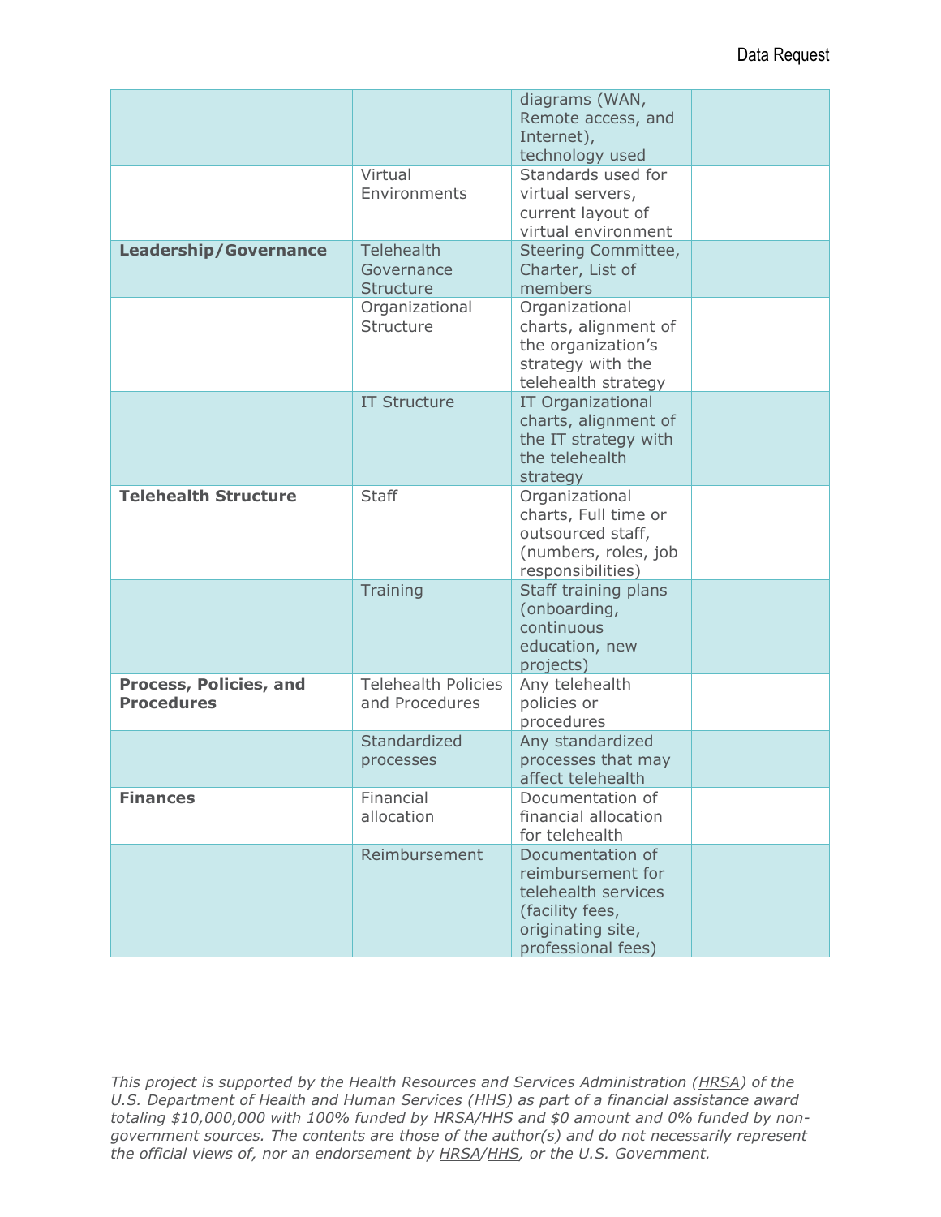| | | | |
|---|---|---|---|
| | | diagrams (WAN, Remote access, and Internet), technology used | |
| | Virtual Environments | Standards used for virtual servers, current layout of virtual environment | |
| **Leadership/Governance** | Telehealth Governance Structure | Steering Committee, Charter, List of members | |
| | Organizational Structure | Organizational charts, alignment of the organization's strategy with the telehealth strategy | |
| | IT Structure | IT Organizational charts, alignment of the IT strategy with the telehealth strategy | |
| **Telehealth Structure** | Staff | Organizational charts, Full time or outsourced staff, (numbers, roles, job responsibilities) | |
| | Training | Staff training plans (onboarding, continuous education, new projects) | |
| **Process, Policies, and Procedures** | Telehealth Policies and Procedures | Any telehealth policies or procedures | |
| | Standardized processes | Any standardized processes that may affect telehealth | |
| **Finances** | Financial allocation | Documentation of financial allocation for telehealth | |
| | Reimbursement | Documentation of reimbursement for telehealth services (facility fees, originating site, professional fees) | |

*This project is supported by the Health Resources and Services Administration (HRSA) of the U.S. Department of Health and Human Services (HHS) as part of a financial assistance award totaling $10,000,000 with 100% funded by HRSA/HHS and $0 amount and 0% funded by non-government sources. The contents are those of the author(s) and do not necessarily represent the official views of, nor an endorsement by HRSA/HHS, or the U.S. Government.*